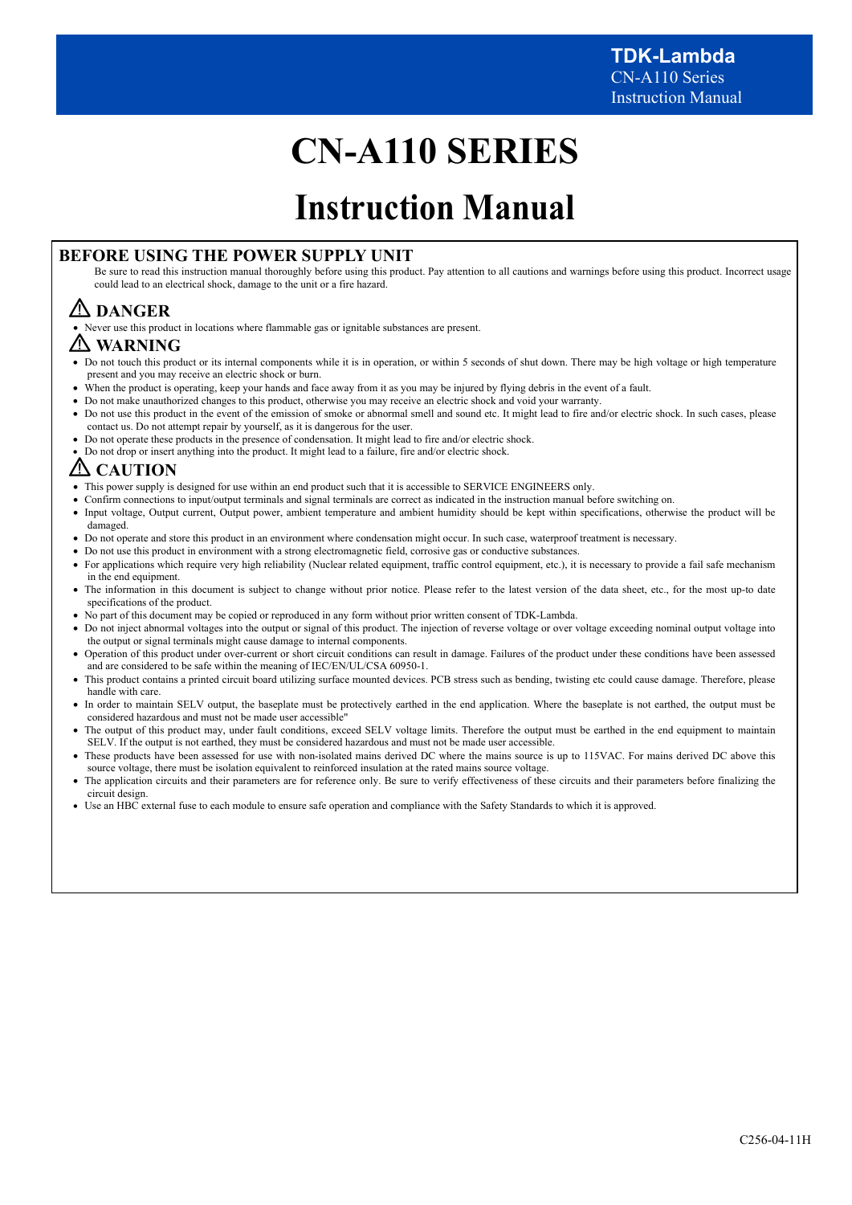# CN-A110 SERIES

# Instruction Manual

## BEFORE USING THE POWER SUPPLY UNIT

Be sure to read this instruction manual thoroughly before using this product. Pay attention to all cautions and warnings before using this product. Incorrect usage could lead to an electrical shock, damage to the unit or a fire hazard.

### ⚠ DANGER

- Never use this product in locations where flammable gas or ignitable substances are present.

### ⚠ WARNING

- Do not touch this product or its internal components while it is in operation, or within 5 seconds of shut down. There may be high voltage or high temperature present and you may receive an electric shock or burn.
- When the product is operating, keep your hands and face away from it as you may be injured by flying debris in the event of a fault.
- Do not make unauthorized changes to this product, otherwise you may receive an electric shock and void your warranty.
- Do not use this product in the event of the emission of smoke or abnormal smell and sound etc. It might lead to fire and/or electric shock. In such cases, please contact us. Do not attempt repair by yourself, as it is dangerous for the user.
- Do not operate these products in the presence of condensation. It might lead to fire and/or electric shock.
- Do not drop or insert anything into the product. It might lead to a failure, fire and/or electric shock.

### ⚠ CAUTION

- This power supply is designed for use within an end product such that it is accessible to SERVICE ENGINEERS only.
- Confirm connections to input/output terminals and signal terminals are correct as indicated in the instruction manual before switching on.
- Input voltage, Output current, Output power, ambient temperature and ambient humidity should be kept within specifications, otherwise the product will be damaged.
- Do not operate and store this product in an environment where condensation might occur. In such case, waterproof treatment is necessary.
- Do not use this product in environment with a strong electromagnetic field, corrosive gas or conductive substances.
- For applications which require very high reliability (Nuclear related equipment, traffic control equipment, etc.), it is necessary to provide a fail safe mechanism in the end equipment.
- The information in this document is subject to change without prior notice. Please refer to the latest version of the data sheet, etc., for the most up-to date specifications of the product.
- No part of this document may be copied or reproduced in any form without prior written consent of TDK-Lambda.
- Do not inject abnormal voltages into the output or signal of this product. The injection of reverse voltage or over voltage exceeding nominal output voltage into the output or signal terminals might cause damage to internal components.
- Operation of this product under over-current or short circuit conditions can result in damage. Failures of the product under these conditions have been assessed and are considered to be safe within the meaning of IEC/EN/UL/CSA 60950-1.
- This product contains a printed circuit board utilizing surface mounted devices. PCB stress such as bending, twisting etc could cause damage. Therefore, please handle with care.
- In order to maintain SELV output, the baseplate must be protectively earthed in the end application. Where the baseplate is not earthed, the output must be considered hazardous and must not be made user accessible"
- The output of this product may, under fault conditions, exceed SELV voltage limits. Therefore the output must be earthed in the end equipment to maintain SELV. If the output is not earthed, they must be considered hazardous and must not be made user accessible.
- These products have been assessed for use with non-isolated mains derived DC where the mains source is up to 115VAC. For mains derived DC above this source voltage, there must be isolation equivalent to reinforced insulation at the rated mains source voltage.
- The application circuits and their parameters are for reference only. Be sure to verify effectiveness of these circuits and their parameters before finalizing the circuit design.
- Use an HBC external fuse to each module to ensure safe operation and compliance with the Safety Standards to which it is approved.

C256-04-11H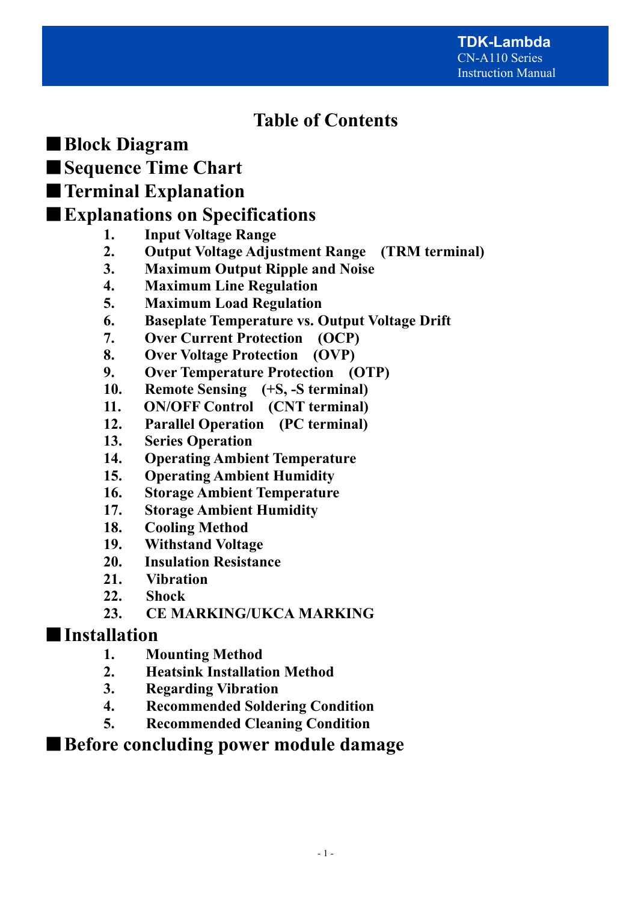# Table of Contents

## ■ Block Diagram

## ■ Sequence Time Chart

## ■ Terminal Explanation

## ■ Explanations on Specifications

1. Input Voltage Range
2. Output Voltage Adjustment Range (TRM terminal)
3. Maximum Output Ripple and Noise
4. Maximum Line Regulation
5. Maximum Load Regulation
6. Baseplate Temperature vs. Output Voltage Drift
7. Over Current Protection (OCP)
8. Over Voltage Protection (OVP)
9. Over Temperature Protection (OTP)
10. Remote Sensing (+S, -S terminal)
11. ON/OFF Control (CNT terminal)
12. Parallel Operation (PC terminal)
13. Series Operation
14. Operating Ambient Temperature
15. Operating Ambient Humidity
16. Storage Ambient Temperature
17. Storage Ambient Humidity
18. Cooling Method
19. Withstand Voltage
20. Insulation Resistance
21. Vibration
22. Shock
23. CE MARKING/UKCA MARKING

## ■ Installation

1. Mounting Method
2. Heatsink Installation Method
3. Regarding Vibration
4. Recommended Soldering Condition
5. Recommended Cleaning Condition

## ■ Before concluding power module damage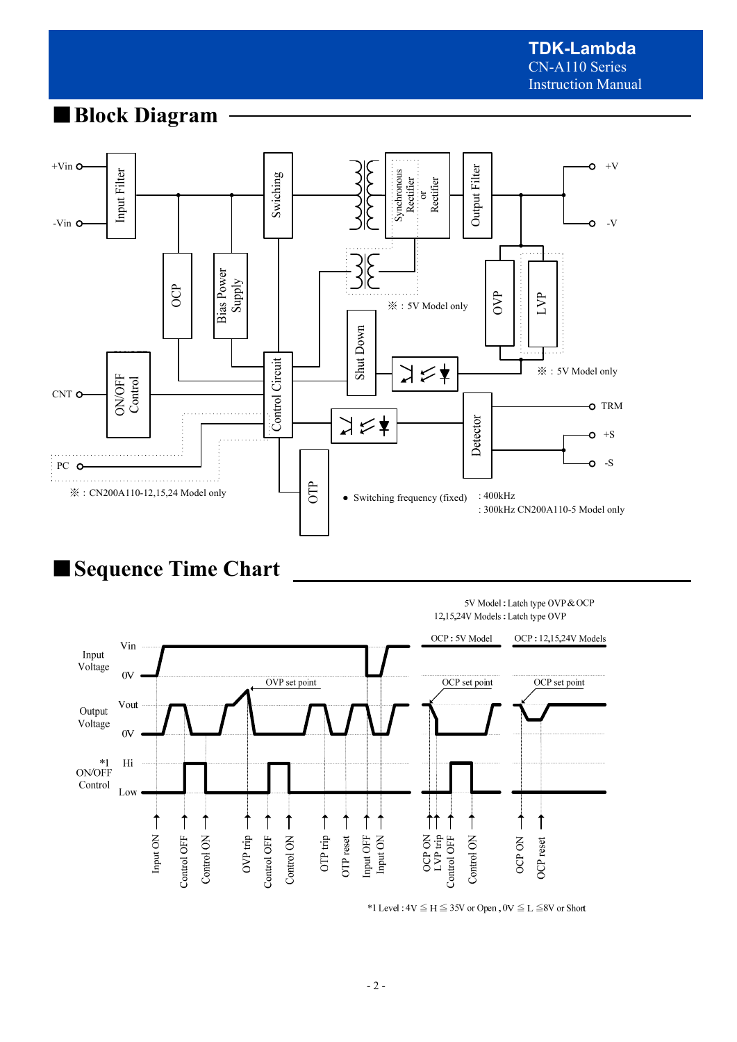## ■Block Diagram

+Vin

-Vin

Input Filter

Swiching

Synchronous Rectifier or Rectifier

Output Filter

+V

-V

OCP

Bias Power Supply

※ : 5V Model only

OVP

LVP

※ : 5V Model only

CNT

ON/OFF Control

Control Circuit

Shut Down

TRM

+S

-S

Detector

PC

※ : CN200A110-12,15,24 Model only

OTP

- Switching frequency (fixed) : 400kHz
  : 300kHz CN200A110-5 Model only

## ■Sequence Time Chart

5V Model : Latch type OVP & OCP

12,15,24V Models : Latch type OVP

OCP : 5V Model

OCP : 12,15,24V Models

Input Voltage: Vin, 0V

Output Voltage: Vout, 0V

OVP set point

OCP set point

OCP set point

*1 ON/OFF Control: Hi, Low

Input ON, Control OFF, Control ON, OVP trip, Control OFF, Control ON, OTP trip, OTP reset, Input OFF, Input ON, OCP ON, LVP trip, Control OFF, Control ON, OCP ON, OCP reset

*1 Level : 4V ≦ H ≦ 35V or Open , 0V ≦ L ≦8V or Short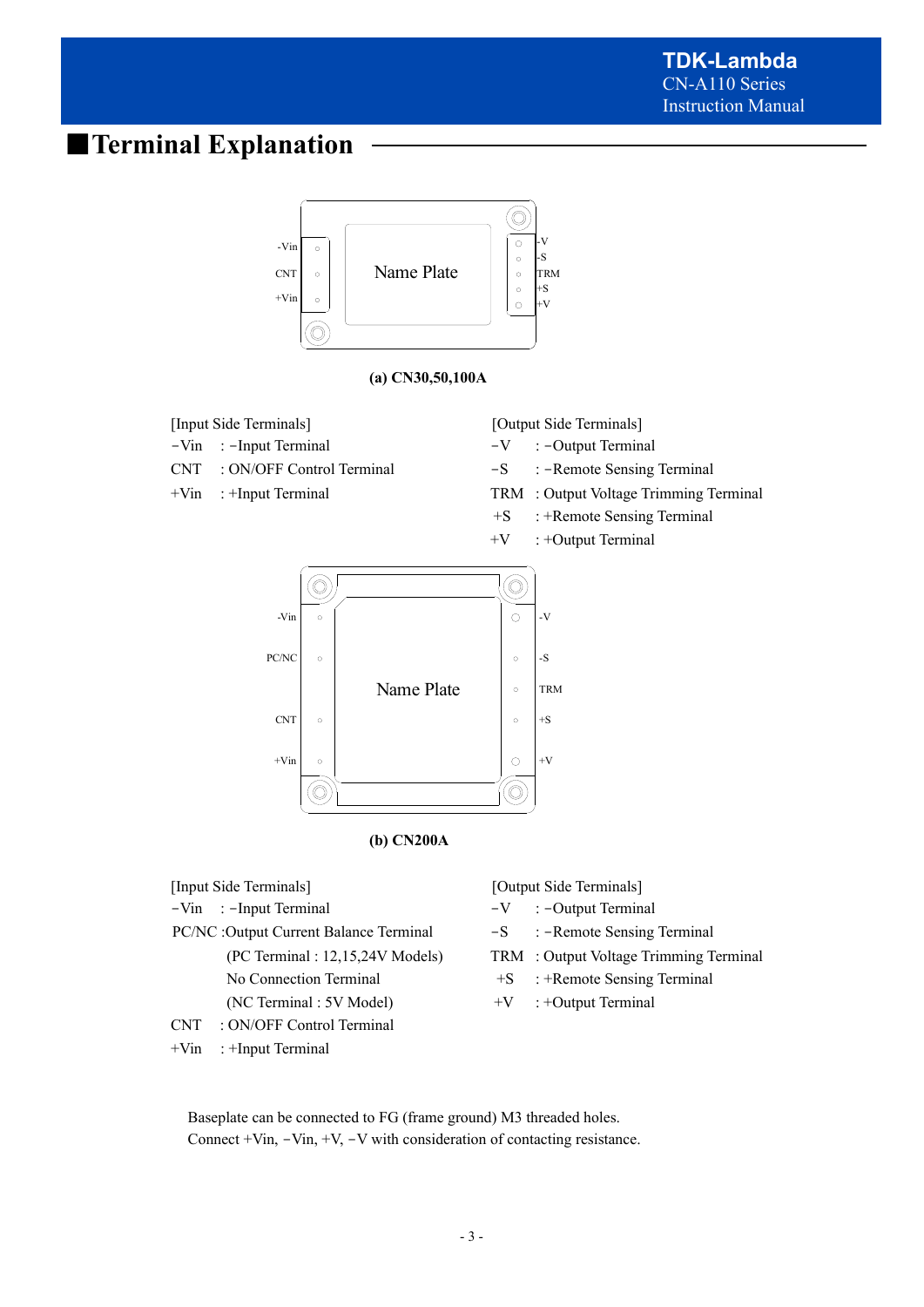## ■Terminal Explanation

(a) CN30,50,100A

[Input Side Terminals]
-Vin : -Input Terminal
CNT : ON/OFF Control Terminal
+Vin : +Input Terminal

[Output Side Terminals]
-V : -Output Terminal
-S : -Remote Sensing Terminal
TRM : Output Voltage Trimming Terminal
+S : +Remote Sensing Terminal
+V : +Output Terminal

(b) CN200A

[Input Side Terminals]
-Vin : -Input Terminal
PC/NC :Output Current Balance Terminal
(PC Terminal : 12,15,24V Models)
No Connection Terminal
(NC Terminal : 5V Model)
CNT : ON/OFF Control Terminal
+Vin : +Input Terminal

[Output Side Terminals]
-V : -Output Terminal
-S : -Remote Sensing Terminal
TRM : Output Voltage Trimming Terminal
+S : +Remote Sensing Terminal
+V : +Output Terminal

Baseplate can be connected to FG (frame ground) M3 threaded holes.
Connect +Vin, -Vin, +V, -V with consideration of contacting resistance.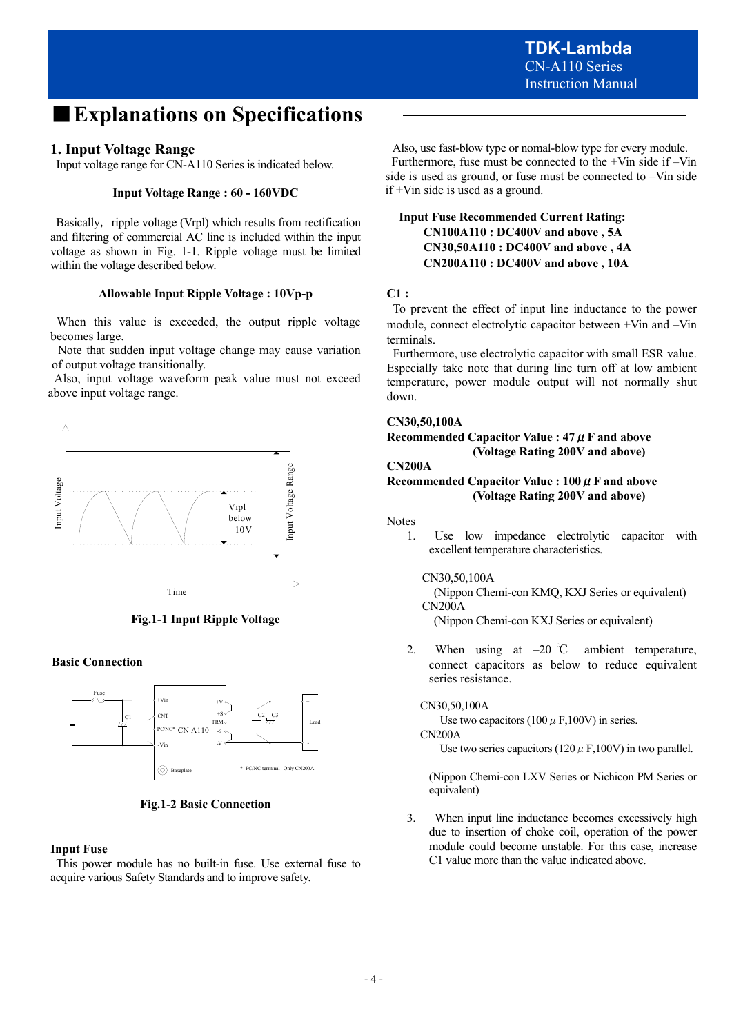# ■Explanations on Specifications

## 1. Input Voltage Range

Input voltage range for CN-A110 Series is indicated below.

**Input Voltage Range : 60 - 160VDC**

Basically, ripple voltage (Vrpl) which results from rectification and filtering of commercial AC line is included within the input voltage as shown in Fig. 1-1. Ripple voltage must be limited within the voltage described below.

**Allowable Input Ripple Voltage : 10Vp-p**

When this value is exceeded, the output ripple voltage becomes large.

Note that sudden input voltage change may cause variation of output voltage transitionally.

Also, input voltage waveform peak value must not exceed above input voltage range.

**Fig.1-1 Input Ripple Voltage**

**Basic Connection**

**Fig.1-2 Basic Connection**

**Input Fuse**

This power module has no built-in fuse. Use external fuse to acquire various Safety Standards and to improve safety.

Also, use fast-blow type or nomal-blow type for every module.

Furthermore, fuse must be connected to the +Vin side if –Vin side is used as ground, or fuse must be connected to –Vin side if +Vin side is used as a ground.

**Input Fuse Recommended Current Rating:**
**CN100A110 : DC400V and above , 5A**
**CN30,50A110 : DC400V and above , 4A**
**CN200A110 : DC400V and above , 10A**

**C1 :**

To prevent the effect of input line inductance to the power module, connect electrolytic capacitor between +Vin and –Vin terminals.

Furthermore, use electrolytic capacitor with small ESR value. Especially take note that during line turn off at low ambient temperature, power module output will not normally shut down.

**CN30,50,100A**
**Recommended Capacitor Value : 47 μ F and above**
**(Voltage Rating 200V and above)**
**CN200A**
**Recommended Capacitor Value : 100 μ F and above**
**(Voltage Rating 200V and above)**

Notes

1. Use low impedance electrolytic capacitor with excellent temperature characteristics.

   CN30,50,100A
   (Nippon Chemi-con KMQ, KXJ Series or equivalent)
   CN200A
   (Nippon Chemi-con KXJ Series or equivalent)

2. When using at –20 ℃ ambient temperature, connect capacitors as below to reduce equivalent series resistance.

   CN30,50,100A
   Use two capacitors (100 μ F,100V) in series.
   CN200A
   Use two series capacitors (120 μ F,100V) in two parallel.

   (Nippon Chemi-con LXV Series or Nichicon PM Series or equivalent)

3. When input line inductance becomes excessively high due to insertion of choke coil, operation of the power module could become unstable. For this case, increase C1 value more than the value indicated above.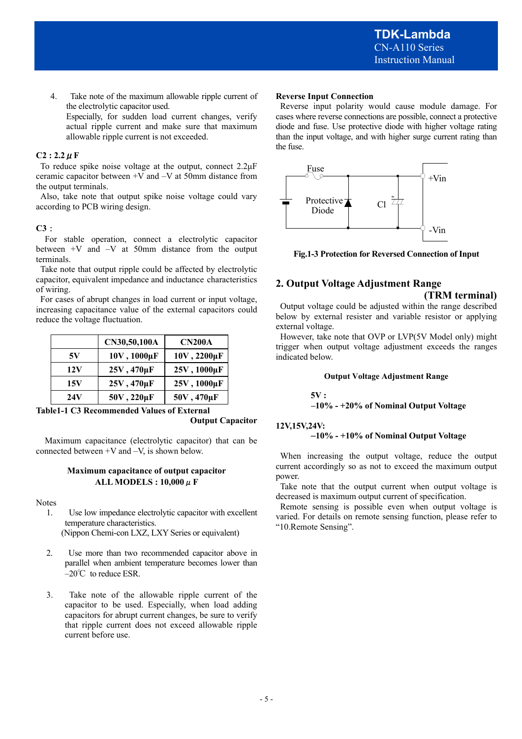4. Take note of the maximum allowable ripple current of the electrolytic capacitor used.
   Especially, for sudden load current changes, verify actual ripple current and make sure that maximum allowable ripple current is not exceeded.

**C2 : 2.2μF**

To reduce spike noise voltage at the output, connect 2.2μF ceramic capacitor between +V and –V at 50mm distance from the output terminals.

Also, take note that output spike noise voltage could vary according to PCB wiring design.

**C3 :**

For stable operation, connect a electrolytic capacitor between +V and –V at 50mm distance from the output terminals.

Take note that output ripple could be affected by electrolytic capacitor, equivalent impedance and inductance characteristics of wiring.

For cases of abrupt changes in load current or input voltage, increasing capacitance value of the external capacitors could reduce the voltage fluctuation.

| | CN30,50,100A | CN200A |
|---|---|---|
| 5V | 10V , 1000μF | 10V , 2200μF |
| 12V | 25V , 470μF | 25V , 1000μF |
| 15V | 25V , 470μF | 25V , 1000μF |
| 24V | 50V , 220μF | 50V , 470μF |

**Table1-1 C3 Recommended Values of External Output Capacitor**

Maximum capacitance (electrolytic capacitor) that can be connected between +V and –V, is shown below.

**Maximum capacitance of output capacitor**
**ALL MODELS : 10,000μF**

Notes

1. Use low impedance electrolytic capacitor with excellent temperature characteristics.
   (Nippon Chemi-con LXZ, LXY Series or equivalent)

2. Use more than two recommended capacitor above in parallel when ambient temperature becomes lower than –20℃ to reduce ESR.

3. Take note of the allowable ripple current of the capacitor to be used. Especially, when load adding capacitors for abrupt current changes, be sure to verify that ripple current does not exceed allowable ripple current before use.

**Reverse Input Connection**

Reverse input polarity would cause module damage. For cases where reverse connections are possible, connect a protective diode and fuse. Use protective diode with higher voltage rating than the input voltage, and with higher surge current rating than the fuse.

Fuse

Protective Diode

C1

+Vin

-Vin

**Fig.1-3 Protection for Reversed Connection of Input**

## 2. Output Voltage Adjustment Range (TRM terminal)

Output voltage could be adjusted within the range described below by external resister and variable resistor or applying external voltage.

However, take note that OVP or LVP(5V Model only) might trigger when output voltage adjustment exceeds the ranges indicated below.

**Output Voltage Adjustment Range**

**5V :**
**–10% - +20% of Nominal Output Voltage**

**12V,15V,24V:**
**–10% - +10% of Nominal Output Voltage**

When increasing the output voltage, reduce the output current accordingly so as not to exceed the maximum output power.

Take note that the output current when output voltage is decreased is maximum output current of specification.

Remote sensing is possible even when output voltage is varied. For details on remote sensing function, please refer to "10.Remote Sensing".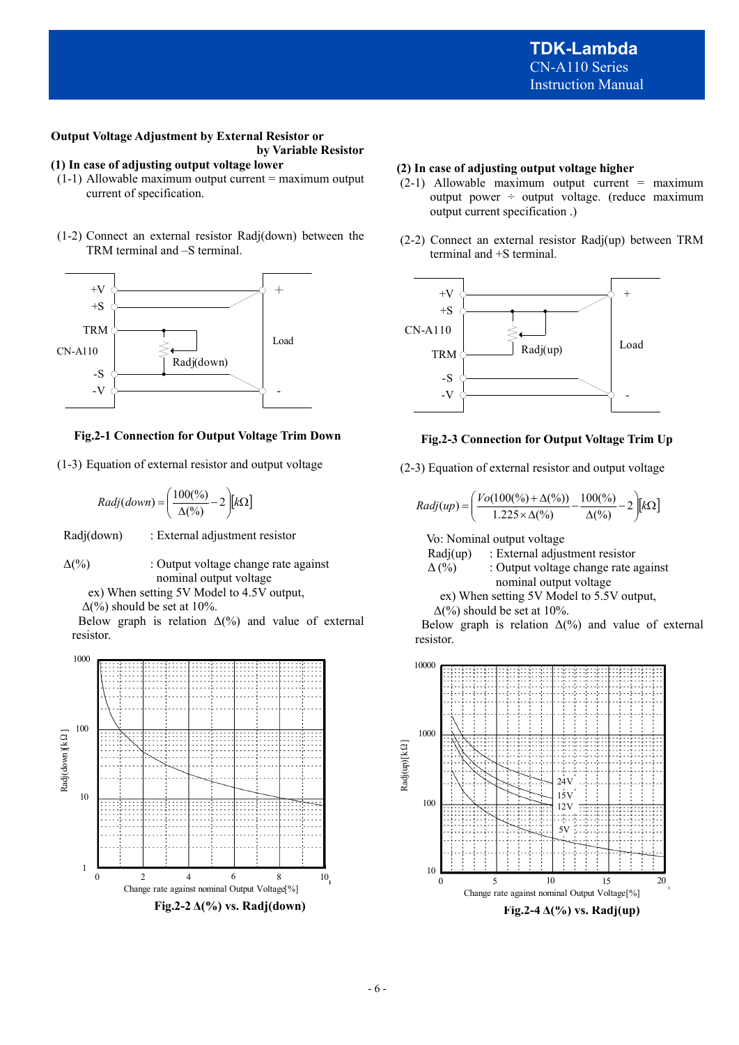## Output Voltage Adjustment by External Resistor or by Variable Resistor

### (1) In case of adjusting output voltage lower

(1-1) Allowable maximum output current = maximum output current of specification.

(1-2) Connect an external resistor Radj(down) between the TRM terminal and –S terminal.

Fig.2-1 Connection for Output Voltage Trim Down

(1-3) Equation of external resistor and output voltage

$$Radj(down) = \left(\frac{100(\%)}{\Delta(\%)} - 2\right)[k\Omega]$$

Radj(down) : External adjustment resistor

Δ(%) : Output voltage change rate against nominal output voltage

ex) When setting 5V Model to 4.5V output, Δ(%) should be set at 10%.

Below graph is relation Δ(%) and value of external resistor.

Fig.2-2 Δ(%) vs. Radj(down)

### (2) In case of adjusting output voltage higher

(2-1) Allowable maximum output current = maximum output power ÷ output voltage. (reduce maximum output current specification .)

(2-2) Connect an external resistor Radj(up) between TRM terminal and +S terminal.

Fig.2-3 Connection for Output Voltage Trim Up

(2-3) Equation of external resistor and output voltage

$$Radj(up) = \left(\frac{Vo(100(\%) + \Delta(\%))}{1.225 \times \Delta(\%)} - \frac{100(\%)}{\Delta(\%)} - 2\right)[k\Omega]$$

Vo: Nominal output voltage

Radj(up) : External adjustment resistor

Δ (%) : Output voltage change rate against nominal output voltage

ex) When setting 5V Model to 5.5V output, Δ(%) should be set at 10%.

Below graph is relation Δ(%) and value of external resistor.

Fig.2-4 Δ(%) vs. Radj(up)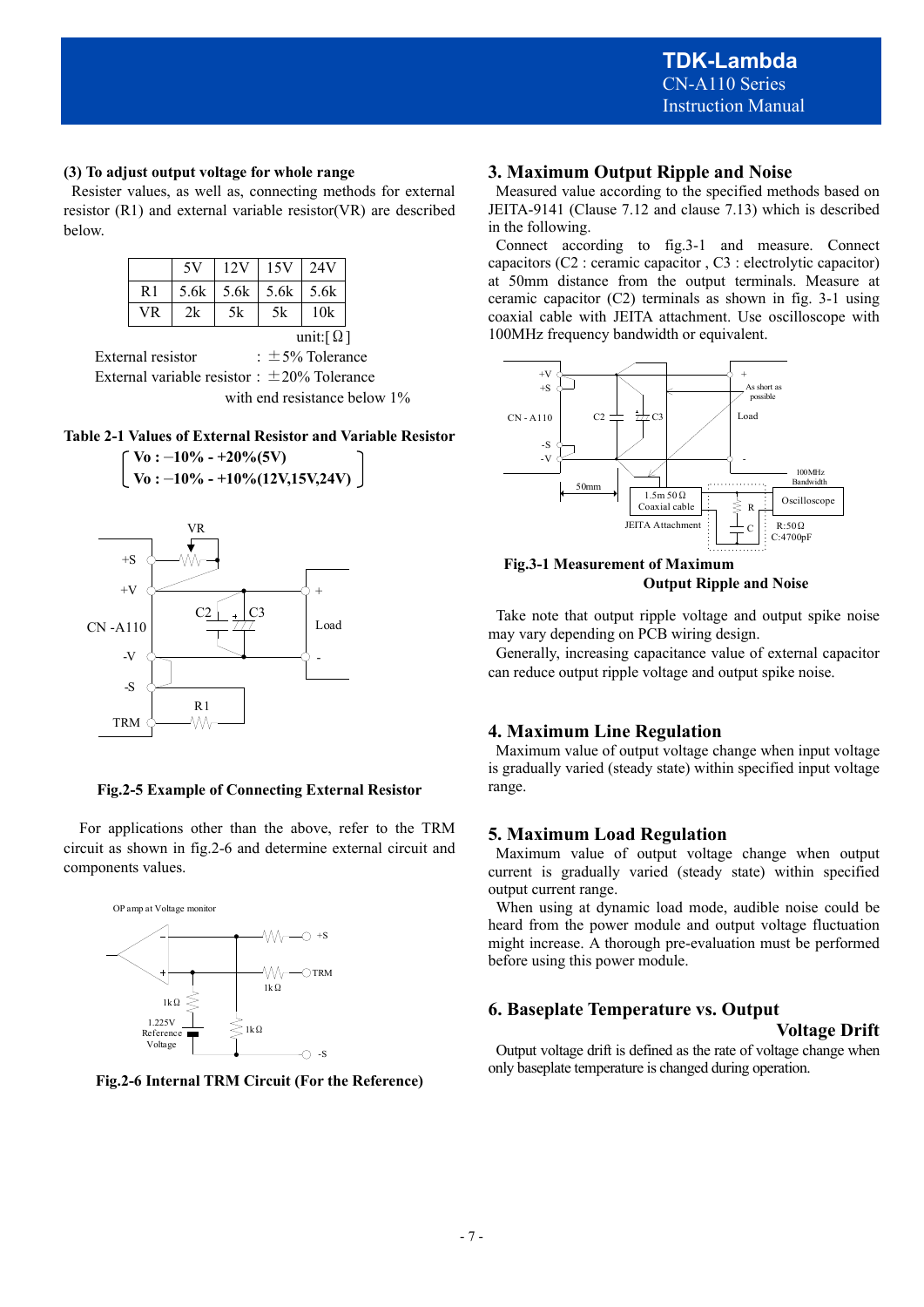**(3) To adjust output voltage for whole range**

Resister values, as well as, connecting methods for external resistor (R1) and external variable resistor(VR) are described below.

| | 5V | 12V | 15V | 24V |
|---|---|---|---|---|
| R1 | 5.6k | 5.6k | 5.6k | 5.6k |
| VR | 2k | 5k | 5k | 10k |

unit:[Ω]

External resistor : ±5% Tolerance
External variable resistor : ±20% Tolerance
with end resistance below 1%

**Table 2-1 Values of External Resistor and Variable Resistor**

**Vo : −10% - +20%(5V)**
**Vo : −10% - +10%(12V,15V,24V)**

**Fig.2-5 Example of Connecting External Resistor**

For applications other than the above, refer to the TRM circuit as shown in fig.2-6 and determine external circuit and components values.

**Fig.2-6 Internal TRM Circuit (For the Reference)**

## 3. Maximum Output Ripple and Noise

Measured value according to the specified methods based on JEITA-9141 (Clause 7.12 and clause 7.13) which is described in the following.

Connect according to fig.3-1 and measure. Connect capacitors (C2 : ceramic capacitor , C3 : electrolytic capacitor) at 50mm distance from the output terminals. Measure at ceramic capacitor (C2) terminals as shown in fig. 3-1 using coaxial cable with JEITA attachment. Use oscilloscope with 100MHz frequency bandwidth or equivalent.

**Fig.3-1 Measurement of Maximum Output Ripple and Noise**

Take note that output ripple voltage and output spike noise may vary depending on PCB wiring design.

Generally, increasing capacitance value of external capacitor can reduce output ripple voltage and output spike noise.

## 4. Maximum Line Regulation

Maximum value of output voltage change when input voltage is gradually varied (steady state) within specified input voltage range.

## 5. Maximum Load Regulation

Maximum value of output voltage change when output current is gradually varied (steady state) within specified output current range.

When using at dynamic load mode, audible noise could be heard from the power module and output voltage fluctuation might increase. A thorough pre-evaluation must be performed before using this power module.

## 6. Baseplate Temperature vs. Output Voltage Drift

Output voltage drift is defined as the rate of voltage change when only baseplate temperature is changed during operation.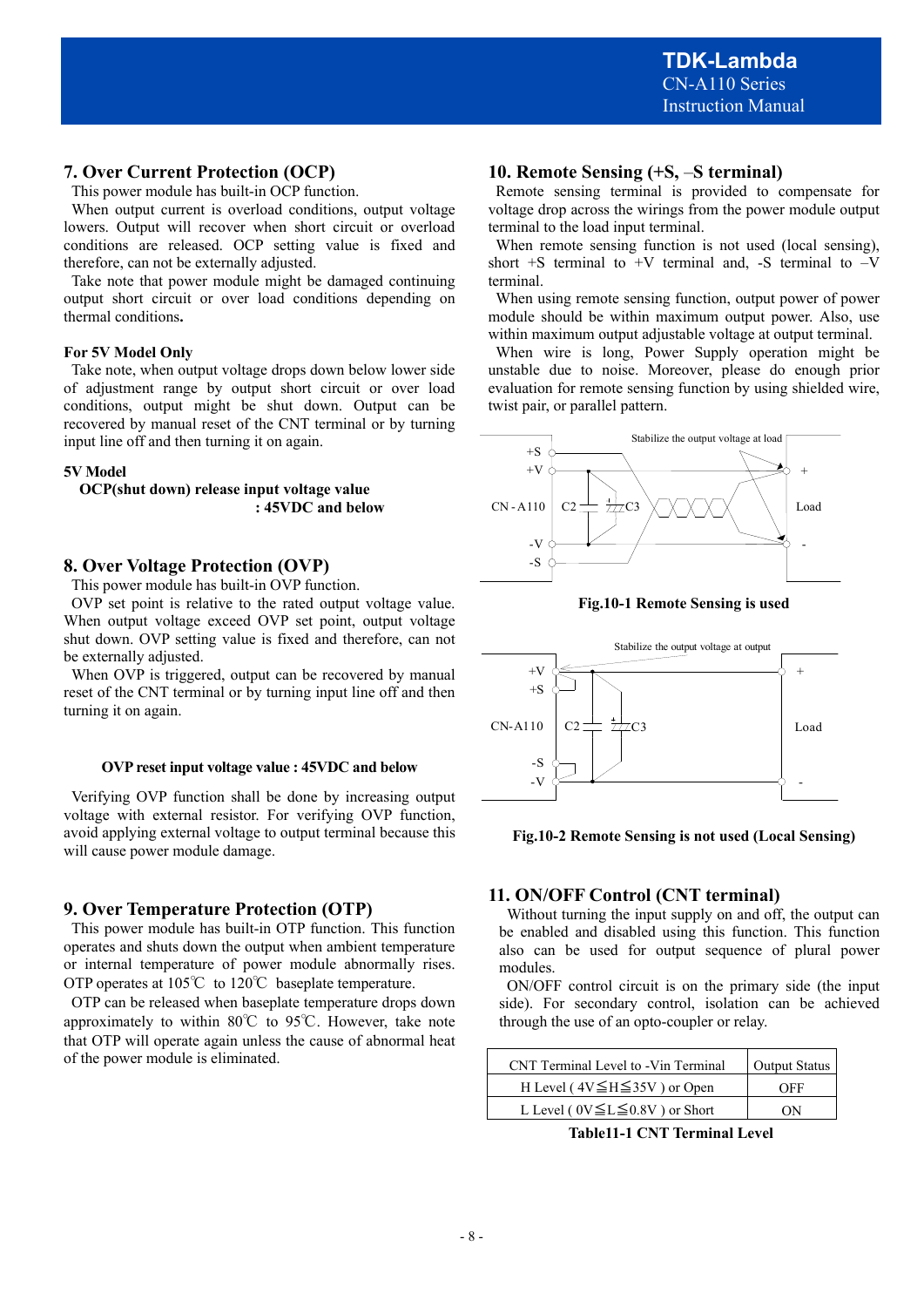## 7. Over Current Protection (OCP)

This power module has built-in OCP function.

When output current is overload conditions, output voltage lowers. Output will recover when short circuit or overload conditions are released. OCP setting value is fixed and therefore, can not be externally adjusted.

Take note that power module might be damaged continuing output short circuit or over load conditions depending on thermal conditions.

**For 5V Model Only**

Take note, when output voltage drops down below lower side of adjustment range by output short circuit or over load conditions, output might be shut down. Output can be recovered by manual reset of the CNT terminal or by turning input line off and then turning it on again.

**5V Model**

**OCP(shut down) release input voltage value : 45VDC and below**

## 8. Over Voltage Protection (OVP)

This power module has built-in OVP function.

OVP set point is relative to the rated output voltage value. When output voltage exceed OVP set point, output voltage shut down. OVP setting value is fixed and therefore, can not be externally adjusted.

When OVP is triggered, output can be recovered by manual reset of the CNT terminal or by turning input line off and then turning it on again.

**OVP reset input voltage value : 45VDC and below**

Verifying OVP function shall be done by increasing output voltage with external resistor. For verifying OVP function, avoid applying external voltage to output terminal because this will cause power module damage.

## 9. Over Temperature Protection (OTP)

This power module has built-in OTP function. This function operates and shuts down the output when ambient temperature or internal temperature of power module abnormally rises. OTP operates at 105℃ to 120℃ baseplate temperature.

OTP can be released when baseplate temperature drops down approximately to within 80℃ to 95℃. However, take note that OTP will operate again unless the cause of abnormal heat of the power module is eliminated.

## 10. Remote Sensing (+S, –S terminal)

Remote sensing terminal is provided to compensate for voltage drop across the wirings from the power module output terminal to the load input terminal.

When remote sensing function is not used (local sensing), short +S terminal to +V terminal and, -S terminal to –V terminal.

When using remote sensing function, output power of power module should be within maximum output power. Also, use within maximum output adjustable voltage at output terminal.

When wire is long, Power Supply operation might be unstable due to noise. Moreover, please do enough prior evaluation for remote sensing function by using shielded wire, twist pair, or parallel pattern.

**Fig.10-1 Remote Sensing is used**

**Fig.10-2 Remote Sensing is not used (Local Sensing)**

## 11. ON/OFF Control (CNT terminal)

Without turning the input supply on and off, the output can be enabled and disabled using this function. This function also can be used for output sequence of plural power modules.

ON/OFF control circuit is on the primary side (the input side). For secondary control, isolation can be achieved through the use of an opto-coupler or relay.

| CNT Terminal Level to -Vin Terminal | Output Status |
|---|---|
| H Level ( 4V≦H≦35V ) or Open | OFF |
| L Level ( 0V≦L≦0.8V ) or Short | ON |

**Table11-1 CNT Terminal Level**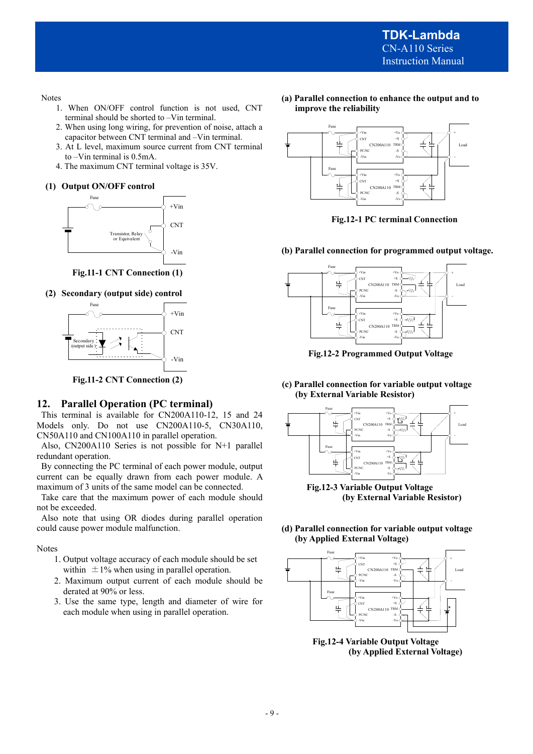Notes

1. When ON/OFF control function is not used, CNT terminal should be shorted to –Vin terminal.
2. When using long wiring, for prevention of noise, attach a capacitor between CNT terminal and –Vin terminal.
3. At L level, maximum source current from CNT terminal to –Vin terminal is 0.5mA.
4. The maximum CNT terminal voltage is 35V.

**(1) Output ON/OFF control**

Fig.11-1 CNT Connection (1)

**(2) Secondary (output side) control**

Fig.11-2 CNT Connection (2)

## 12. Parallel Operation (PC terminal)

This terminal is available for CN200A110-12, 15 and 24 Models only. Do not use CN200A110-5, CN30A110, CN50A110 and CN100A110 in parallel operation.

Also, CN200A110 Series is not possible for N+1 parallel redundant operation.

By connecting the PC terminal of each power module, output current can be equally drawn from each power module. A maximum of 3 units of the same model can be connected.

Take care that the maximum power of each module should not be exceeded.

Also note that using OR diodes during parallel operation could cause power module malfunction.

Notes

1. Output voltage accuracy of each module should be set within ±1% when using in parallel operation.
2. Maximum output current of each module should be derated at 90% or less.
3. Use the same type, length and diameter of wire for each module when using in parallel operation.

**(a) Parallel connection to enhance the output and to improve the reliability**

Fig.12-1 PC terminal Connection

**(b) Parallel connection for programmed output voltage.**

Fig.12-2 Programmed Output Voltage

**(c) Parallel connection for variable output voltage (by External Variable Resistor)**

Fig.12-3 Variable Output Voltage (by External Variable Resistor)

**(d) Parallel connection for variable output voltage (by Applied External Voltage)**

Fig.12-4 Variable Output Voltage (by Applied External Voltage)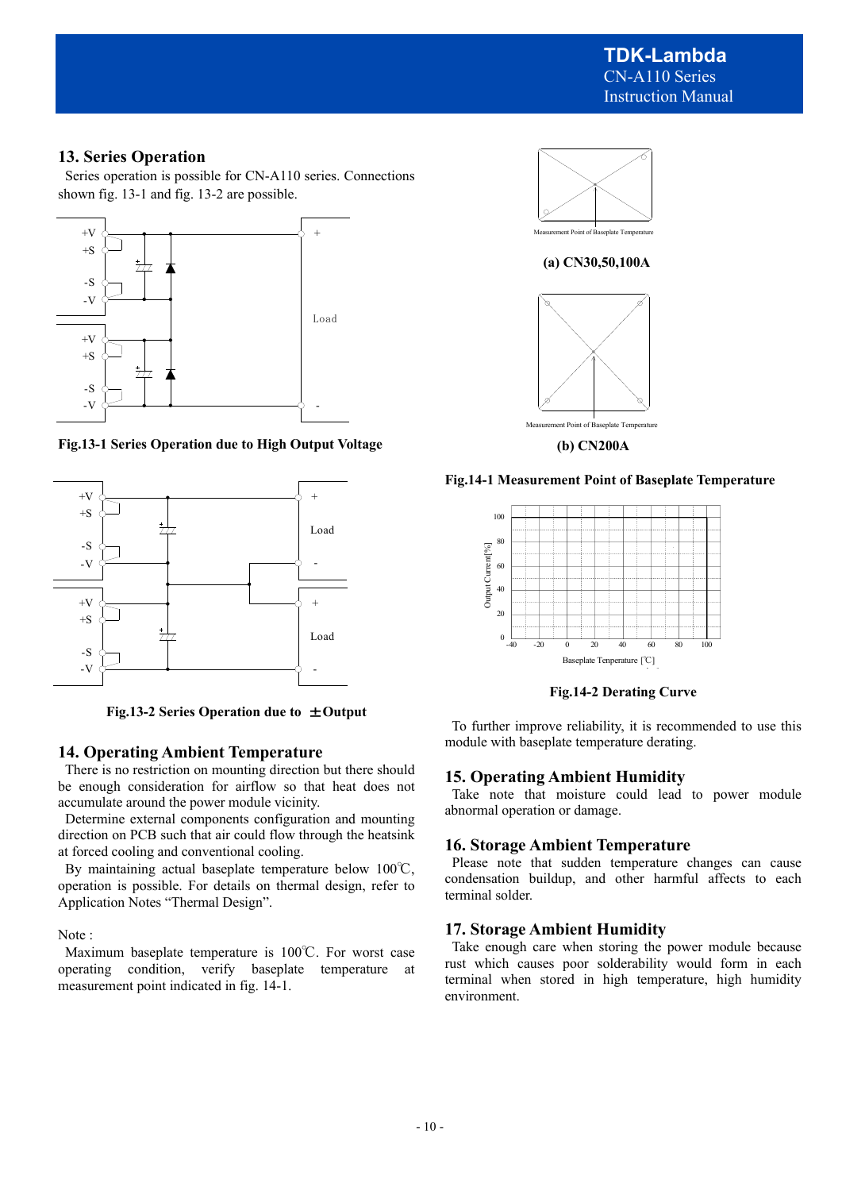## 13. Series Operation

Series operation is possible for CN-A110 series. Connections shown fig. 13-1 and fig. 13-2 are possible.

**Fig.13-1 Series Operation due to High Output Voltage**

**Fig.13-2 Series Operation due to ±Output**

## 14. Operating Ambient Temperature

There is no restriction on mounting direction but there should be enough consideration for airflow so that heat does not accumulate around the power module vicinity.

Determine external components configuration and mounting direction on PCB such that air could flow through the heatsink at forced cooling and conventional cooling.

By maintaining actual baseplate temperature below 100℃, operation is possible. For details on thermal design, refer to Application Notes "Thermal Design".

Note :

Maximum baseplate temperature is 100℃. For worst case operating condition, verify baseplate temperature at measurement point indicated in fig. 14-1.

**(a) CN30,50,100A**

**(b) CN200A**

**Fig.14-1 Measurement Point of Baseplate Temperature**

**Fig.14-2 Derating Curve**

To further improve reliability, it is recommended to use this module with baseplate temperature derating.

## 15. Operating Ambient Humidity

Take note that moisture could lead to power module abnormal operation or damage.

## 16. Storage Ambient Temperature

Please note that sudden temperature changes can cause condensation buildup, and other harmful affects to each terminal solder.

## 17. Storage Ambient Humidity

Take enough care when storing the power module because rust which causes poor solderability would form in each terminal when stored in high temperature, high humidity environment.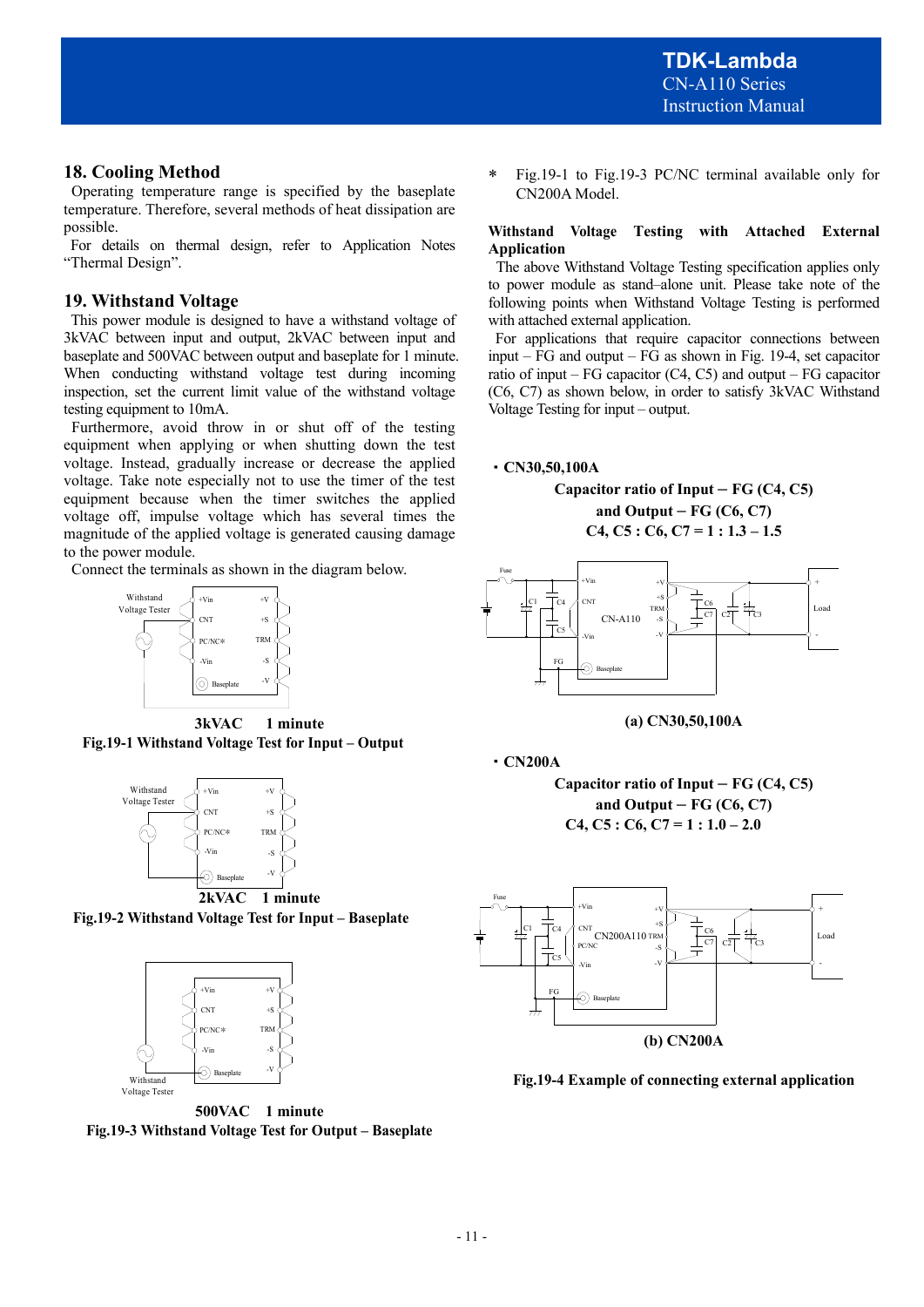## 18. Cooling Method

Operating temperature range is specified by the baseplate temperature. Therefore, several methods of heat dissipation are possible.

For details on thermal design, refer to Application Notes “Thermal Design”.

## 19. Withstand Voltage

This power module is designed to have a withstand voltage of 3kVAC between input and output, 2kVAC between input and baseplate and 500VAC between output and baseplate for 1 minute. When conducting withstand voltage test during incoming inspection, set the current limit value of the withstand voltage testing equipment to 10mA.

Furthermore, avoid throw in or shut off of the testing equipment when applying or when shutting down the test voltage. Instead, gradually increase or decrease the applied voltage. Take note especially not to use the timer of the test equipment because when the timer switches the applied voltage off, impulse voltage which has several times the magnitude of the applied voltage is generated causing damage to the power module.

Connect the terminals as shown in the diagram below.

3kVAC 1 minute

**Fig.19-1 Withstand Voltage Test for Input – Output**

2kVAC 1 minute

**Fig.19-2 Withstand Voltage Test for Input – Baseplate**

500VAC 1 minute

**Fig.19-3 Withstand Voltage Test for Output – Baseplate**

\* Fig.19-1 to Fig.19-3 PC/NC terminal available only for CN200A Model.

**Withstand Voltage Testing with Attached External Application**

The above Withstand Voltage Testing specification applies only to power module as stand–alone unit. Please take note of the following points when Withstand Voltage Testing is performed with attached external application.

For applications that require capacitor connections between input – FG and output – FG as shown in Fig. 19-4, set capacitor ratio of input – FG capacitor (C4, C5) and output – FG capacitor (C6, C7) as shown below, in order to satisfy 3kVAC Withstand Voltage Testing for input – output.

・**CN30,50,100A**

**Capacitor ratio of Input – FG (C4, C5)**
**and Output – FG (C6, C7)**
**C4, C5 : C6, C7 = 1 : 1.3 – 1.5**

**(a) CN30,50,100A**

・**CN200A**

**Capacitor ratio of Input – FG (C4, C5)**
**and Output – FG (C6, C7)**
**C4, C5 : C6, C7 = 1 : 1.0 – 2.0**

**(b) CN200A**

**Fig.19-4 Example of connecting external application**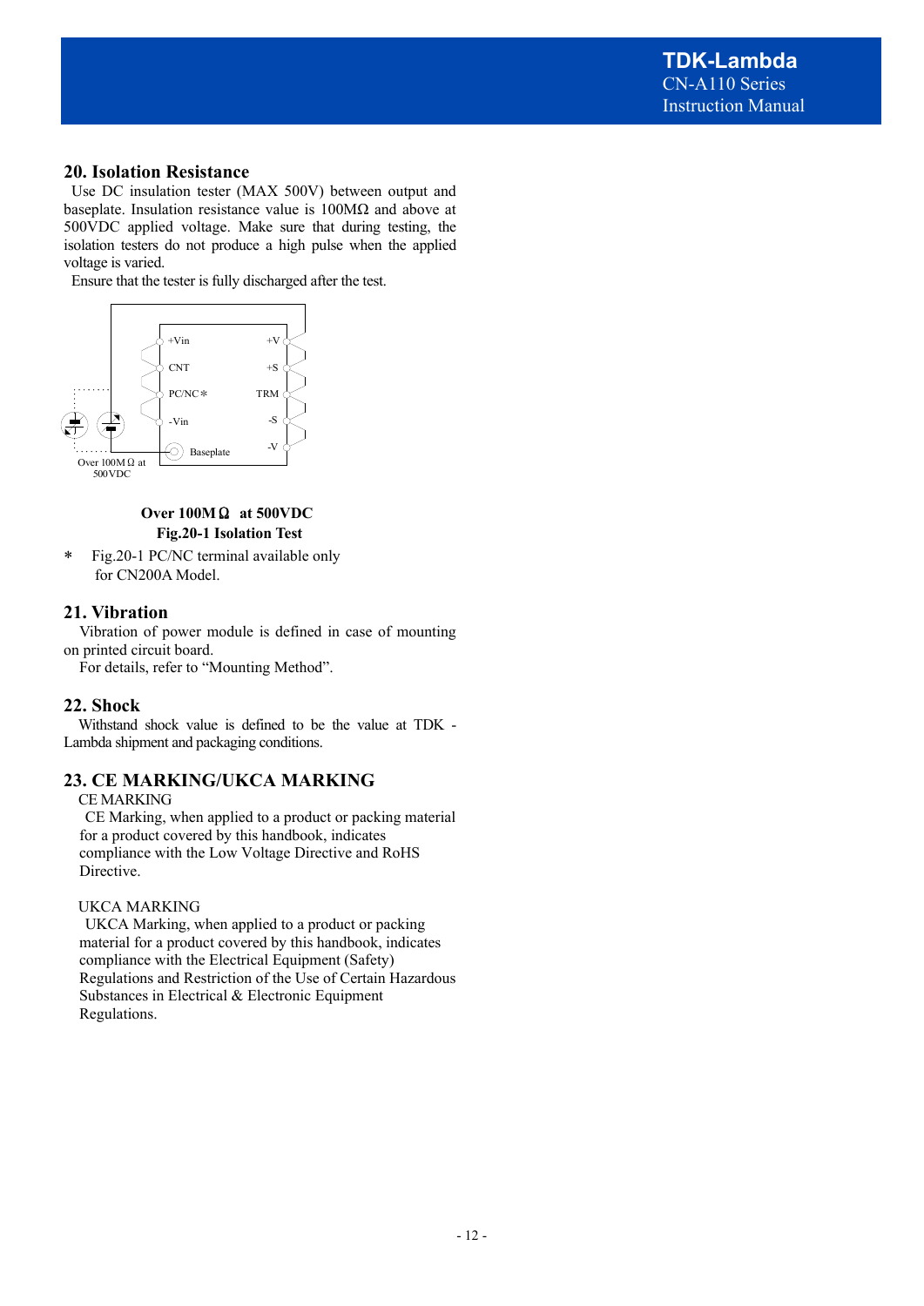## 20. Isolation Resistance

Use DC insulation tester (MAX 500V) between output and baseplate. Insulation resistance value is 100MΩ and above at 500VDC applied voltage. Make sure that during testing, the isolation testers do not produce a high pulse when the applied voltage is varied.

Ensure that the tester is fully discharged after the test.

Over 100MΩ at 500VDC

Fig.20-1 Isolation Test

\* Fig.20-1 PC/NC terminal available only for CN200A Model.

## 21. Vibration

Vibration of power module is defined in case of mounting on printed circuit board.

For details, refer to "Mounting Method".

## 22. Shock

Withstand shock value is defined to be the value at TDK - Lambda shipment and packaging conditions.

## 23. CE MARKING/UKCA MARKING

CE MARKING

CE Marking, when applied to a product or packing material for a product covered by this handbook, indicates compliance with the Low Voltage Directive and RoHS Directive.

UKCA MARKING

UKCA Marking, when applied to a product or packing material for a product covered by this handbook, indicates compliance with the Electrical Equipment (Safety) Regulations and Restriction of the Use of Certain Hazardous Substances in Electrical & Electronic Equipment Regulations.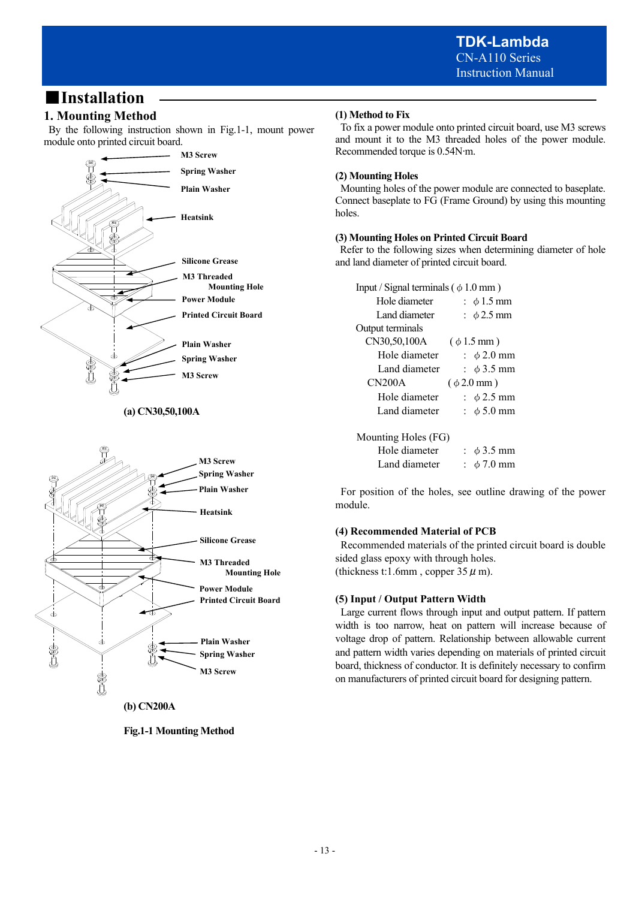# ■Installation

## 1. Mounting Method

By the following instruction shown in Fig.1-1, mount power module onto printed circuit board.

M3 Screw
Spring Washer
Plain Washer
Heatsink
Silicone Grease
M3 Threaded Mounting Hole
Power Module
Printed Circuit Board
Plain Washer
Spring Washer
M3 Screw

**(a) CN30,50,100A**

M3 Screw
Spring Washer
Plain Washer
Heatsink
Silicone Grease
M3 Threaded Mounting Hole
Power Module
Printed Circuit Board
Plain Washer
Spring Washer
M3 Screw

**(b) CN200A**

**Fig.1-1 Mounting Method**

### (1) Method to Fix

To fix a power module onto printed circuit board, use M3 screws and mount it to the M3 threaded holes of the power module. Recommended torque is 0.54N·m.

### (2) Mounting Holes

Mounting holes of the power module are connected to baseplate. Connect baseplate to FG (Frame Ground) by using this mounting holes.

### (3) Mounting Holes on Printed Circuit Board

Refer to the following sizes when determining diameter of hole and land diameter of printed circuit board.

Input / Signal terminals ( ϕ 1.0 mm )
- Hole diameter : ϕ 1.5 mm
- Land diameter : ϕ 2.5 mm

Output terminals
- CN30,50,100A ( ϕ 1.5 mm )
  - Hole diameter : ϕ 2.0 mm
  - Land diameter : ϕ 3.5 mm
- CN200A ( ϕ 2.0 mm )
  - Hole diameter : ϕ 2.5 mm
  - Land diameter : ϕ 5.0 mm

Mounting Holes (FG)
- Hole diameter : ϕ 3.5 mm
- Land diameter : ϕ 7.0 mm

For position of the holes, see outline drawing of the power module.

### (4) Recommended Material of PCB

Recommended materials of the printed circuit board is double sided glass epoxy with through holes.
(thickness t:1.6mm , copper 35 $\mu$ m).

### (5) Input / Output Pattern Width

Large current flows through input and output pattern. If pattern width is too narrow, heat on pattern will increase because of voltage drop of pattern. Relationship between allowable current and pattern width varies depending on materials of printed circuit board, thickness of conductor. It is definitely necessary to confirm on manufacturers of printed circuit board for designing pattern.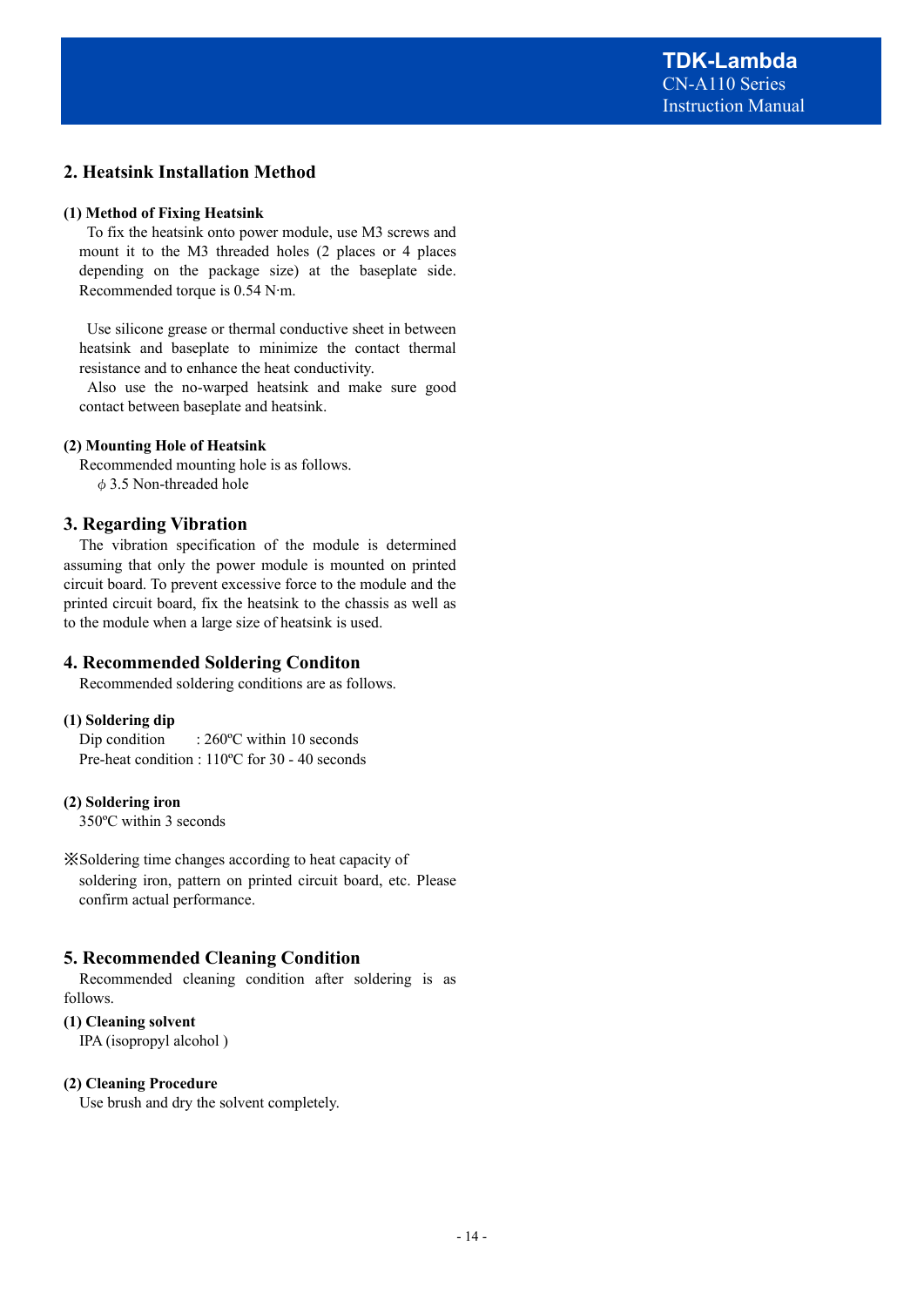## 2. Heatsink Installation Method

### (1) Method of Fixing Heatsink

To fix the heatsink onto power module, use M3 screws and mount it to the M3 threaded holes (2 places or 4 places depending on the package size) at the baseplate side. Recommended torque is 0.54 N·m.

Use silicone grease or thermal conductive sheet in between heatsink and baseplate to minimize the contact thermal resistance and to enhance the heat conductivity.

Also use the no-warped heatsink and make sure good contact between baseplate and heatsink.

### (2) Mounting Hole of Heatsink

Recommended mounting hole is as follows.

ϕ 3.5 Non-threaded hole

## 3. Regarding Vibration

The vibration specification of the module is determined assuming that only the power module is mounted on printed circuit board. To prevent excessive force to the module and the printed circuit board, fix the heatsink to the chassis as well as to the module when a large size of heatsink is used.

## 4. Recommended Soldering Conditon

Recommended soldering conditions are as follows.

### (1) Soldering dip

Dip condition : 260ºC within 10 seconds
Pre-heat condition : 110ºC for 30 - 40 seconds

### (2) Soldering iron

350ºC within 3 seconds

※Soldering time changes according to heat capacity of soldering iron, pattern on printed circuit board, etc. Please confirm actual performance.

## 5. Recommended Cleaning Condition

Recommended cleaning condition after soldering is as follows.

### (1) Cleaning solvent

IPA (isopropyl alcohol )

### (2) Cleaning Procedure

Use brush and dry the solvent completely.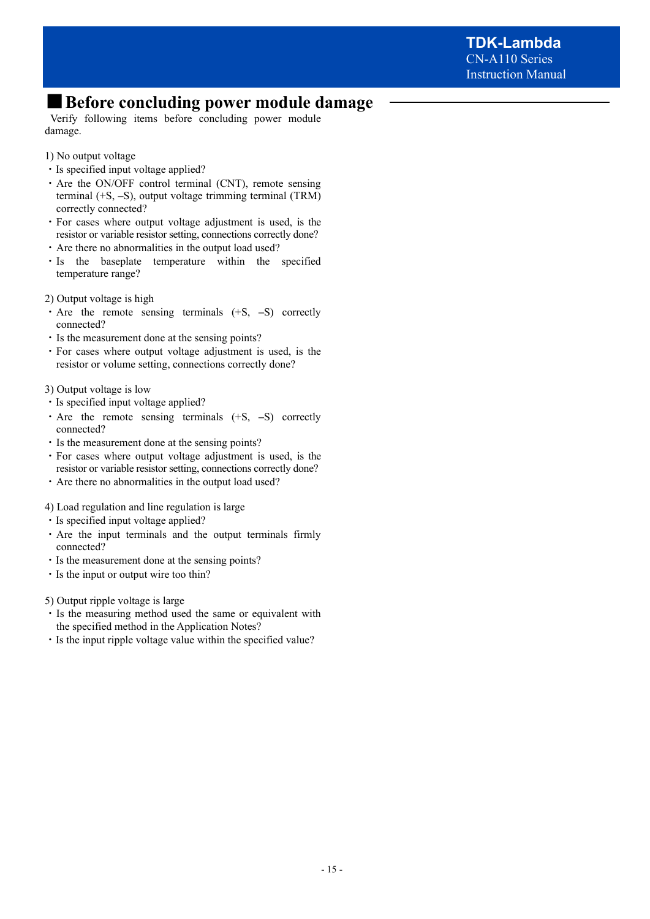## ■Before concluding power module damage

Verify following items before concluding power module damage.

1) No output voltage

- Is specified input voltage applied?
- Are the ON/OFF control terminal (CNT), remote sensing terminal (+S, –S), output voltage trimming terminal (TRM) correctly connected?
- For cases where output voltage adjustment is used, is the resistor or variable resistor setting, connections correctly done?
- Are there no abnormalities in the output load used?
- Is the baseplate temperature within the specified temperature range?

2) Output voltage is high

- Are the remote sensing terminals (+S, –S) correctly connected?
- Is the measurement done at the sensing points?
- For cases where output voltage adjustment is used, is the resistor or volume setting, connections correctly done?

3) Output voltage is low

- Is specified input voltage applied?
- Are the remote sensing terminals (+S, –S) correctly connected?
- Is the measurement done at the sensing points?
- For cases where output voltage adjustment is used, is the resistor or variable resistor setting, connections correctly done?
- Are there no abnormalities in the output load used?

4) Load regulation and line regulation is large

- Is specified input voltage applied?
- Are the input terminals and the output terminals firmly connected?
- Is the measurement done at the sensing points?
- Is the input or output wire too thin?

5) Output ripple voltage is large

- Is the measuring method used the same or equivalent with the specified method in the Application Notes?
- Is the input ripple voltage value within the specified value?